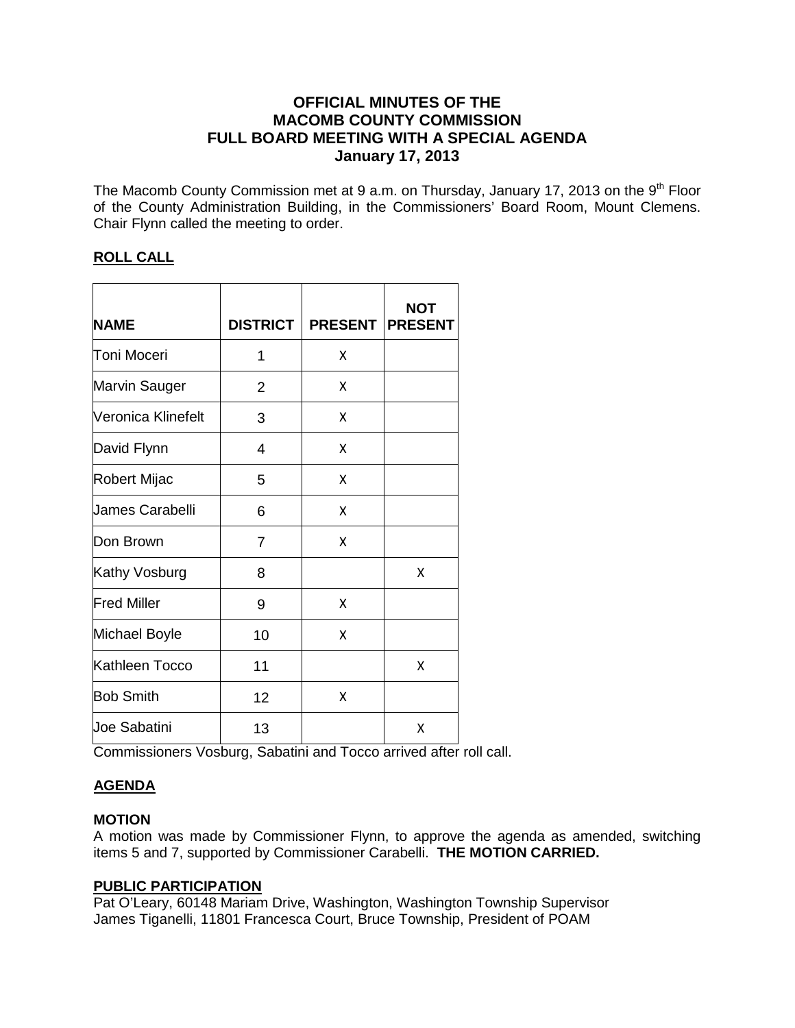# OFFICIAL MINUTES OF THE MACOMB COUNTY COMMISSION FULL BOARD MEETING WITH A SPECIAL AGENDA January 17, 2013

The Macomb County Commission met at 9 a.m. on Thursday, January 17, 2013 on the 9th Floor of the County Administration Building, in the Commissioners' Board Room, Mount Clemens. Chair Flynn called the meeting to order.

## ROLL CALL

| NAME | DISTRICT | PRESENT | NOT PRESENT |
|---|---|---|---|
| Toni Moceri | 1 | X | |
| Marvin Sauger | 2 | X | |
| Veronica Klinefelt | 3 | X | |
| David Flynn | 4 | X | |
| Robert Mijac | 5 | X | |
| James Carabelli | 6 | X | |
| Don Brown | 7 | X | |
| Kathy Vosburg | 8 | | X |
| Fred Miller | 9 | X | |
| Michael Boyle | 10 | X | |
| Kathleen Tocco | 11 | | X |
| Bob Smith | 12 | X | |
| Joe Sabatini | 13 | | X |

Commissioners Vosburg, Sabatini and Tocco arrived after roll call.

## AGENDA

**MOTION**

A motion was made by Commissioner Flynn, to approve the agenda as amended, switching items 5 and 7, supported by Commissioner Carabelli. **THE MOTION CARRIED.**

## PUBLIC PARTICIPATION

Pat O'Leary, 60148 Mariam Drive, Washington, Washington Township Supervisor
James Tiganelli, 11801 Francesca Court, Bruce Township, President of POAM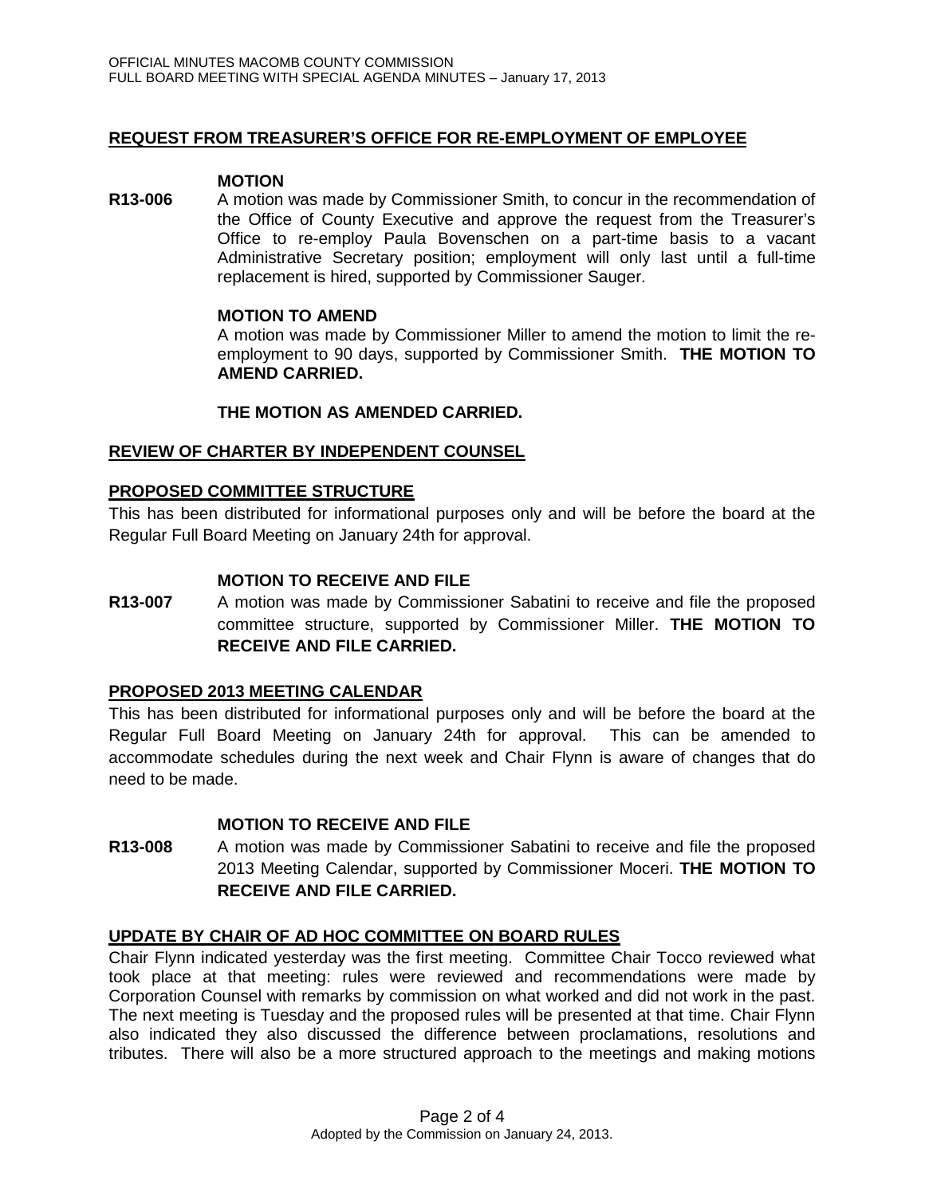**REQUEST FROM TREASURER'S OFFICE FOR RE-EMPLOYMENT OF EMPLOYEE**

**MOTION**

**R13-006** A motion was made by Commissioner Smith, to concur in the recommendation of the Office of County Executive and approve the request from the Treasurer's Office to re-employ Paula Bovenschen on a part-time basis to a vacant Administrative Secretary position; employment will only last until a full-time replacement is hired, supported by Commissioner Sauger.

**MOTION TO AMEND**

A motion was made by Commissioner Miller to amend the motion to limit the re-employment to 90 days, supported by Commissioner Smith. **THE MOTION TO AMEND CARRIED.**

**THE MOTION AS AMENDED CARRIED.**

**REVIEW OF CHARTER BY INDEPENDENT COUNSEL**

**PROPOSED COMMITTEE STRUCTURE**

This has been distributed for informational purposes only and will be before the board at the Regular Full Board Meeting on January 24th for approval.

**MOTION TO RECEIVE AND FILE**

**R13-007** A motion was made by Commissioner Sabatini to receive and file the proposed committee structure, supported by Commissioner Miller. **THE MOTION TO RECEIVE AND FILE CARRIED.**

**PROPOSED 2013 MEETING CALENDAR**

This has been distributed for informational purposes only and will be before the board at the Regular Full Board Meeting on January 24th for approval. This can be amended to accommodate schedules during the next week and Chair Flynn is aware of changes that do need to be made.

**MOTION TO RECEIVE AND FILE**

**R13-008** A motion was made by Commissioner Sabatini to receive and file the proposed 2013 Meeting Calendar, supported by Commissioner Moceri. **THE MOTION TO RECEIVE AND FILE CARRIED.**

**UPDATE BY CHAIR OF AD HOC COMMITTEE ON BOARD RULES**

Chair Flynn indicated yesterday was the first meeting. Committee Chair Tocco reviewed what took place at that meeting: rules were reviewed and recommendations were made by Corporation Counsel with remarks by commission on what worked and did not work in the past. The next meeting is Tuesday and the proposed rules will be presented at that time. Chair Flynn also indicated they also discussed the difference between proclamations, resolutions and tributes. There will also be a more structured approach to the meetings and making motions

Adopted by the Commission on January 24, 2013.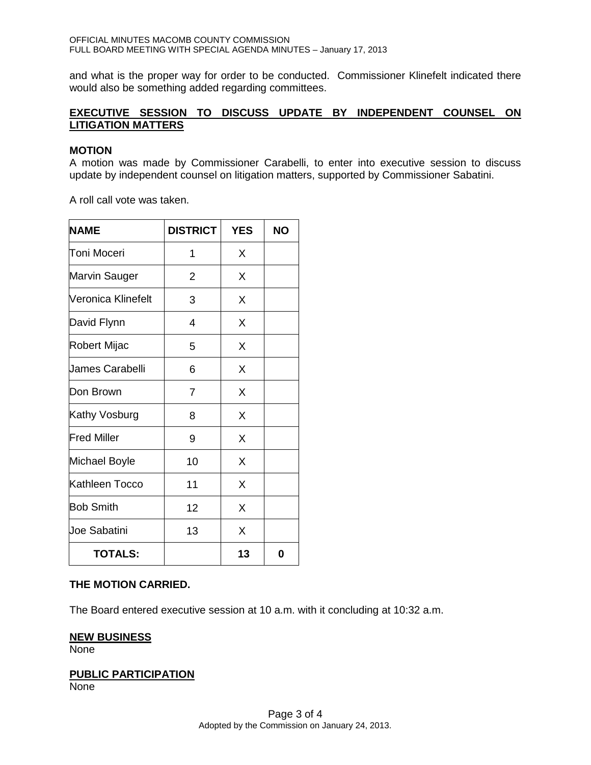and what is the proper way for order to be conducted. Commissioner Klinefelt indicated there would also be something added regarding committees.

**EXECUTIVE SESSION TO DISCUSS UPDATE BY INDEPENDENT COUNSEL ON LITIGATION MATTERS**

**MOTION**

A motion was made by Commissioner Carabelli, to enter into executive session to discuss update by independent counsel on litigation matters, supported by Commissioner Sabatini.

A roll call vote was taken.

| NAME | DISTRICT | YES | NO |
|---|---|---|---|
| Toni Moceri | 1 | X | |
| Marvin Sauger | 2 | X | |
| Veronica Klinefelt | 3 | X | |
| David Flynn | 4 | X | |
| Robert Mijac | 5 | X | |
| James Carabelli | 6 | X | |
| Don Brown | 7 | X | |
| Kathy Vosburg | 8 | X | |
| Fred Miller | 9 | X | |
| Michael Boyle | 10 | X | |
| Kathleen Tocco | 11 | X | |
| Bob Smith | 12 | X | |
| Joe Sabatini | 13 | X | |
| **TOTALS:** | | **13** | **0** |

**THE MOTION CARRIED.**

The Board entered executive session at 10 a.m. with it concluding at 10:32 a.m.

**NEW BUSINESS**

None

**PUBLIC PARTICIPATION**

None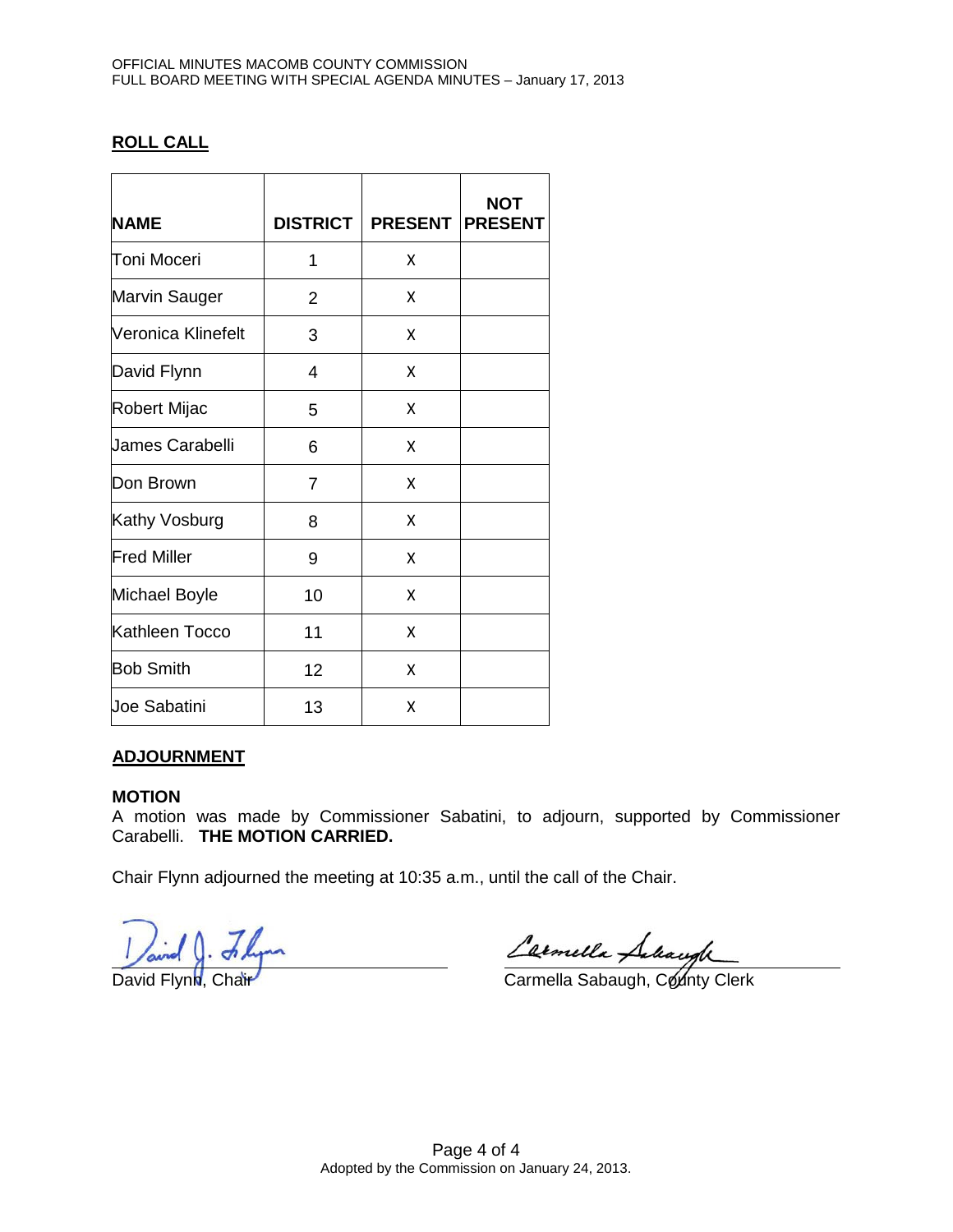## ROLL CALL

| NAME | DISTRICT | PRESENT | NOT PRESENT |
|---|---|---|---|
| Toni Moceri | 1 | X | |
| Marvin Sauger | 2 | X | |
| Veronica Klinefelt | 3 | X | |
| David Flynn | 4 | X | |
| Robert Mijac | 5 | X | |
| James Carabelli | 6 | X | |
| Don Brown | 7 | X | |
| Kathy Vosburg | 8 | X | |
| Fred Miller | 9 | X | |
| Michael Boyle | 10 | X | |
| Kathleen Tocco | 11 | X | |
| Bob Smith | 12 | X | |
| Joe Sabatini | 13 | X | |

## ADJOURNMENT

**MOTION**
A motion was made by Commissioner Sabatini, to adjourn, supported by Commissioner Carabelli. **THE MOTION CARRIED.**

Chair Flynn adjourned the meeting at 10:35 a.m., until the call of the Chair.

David Flynn, Chair

Carmella Sabaugh, County Clerk

Adopted by the Commission on January 24, 2013.